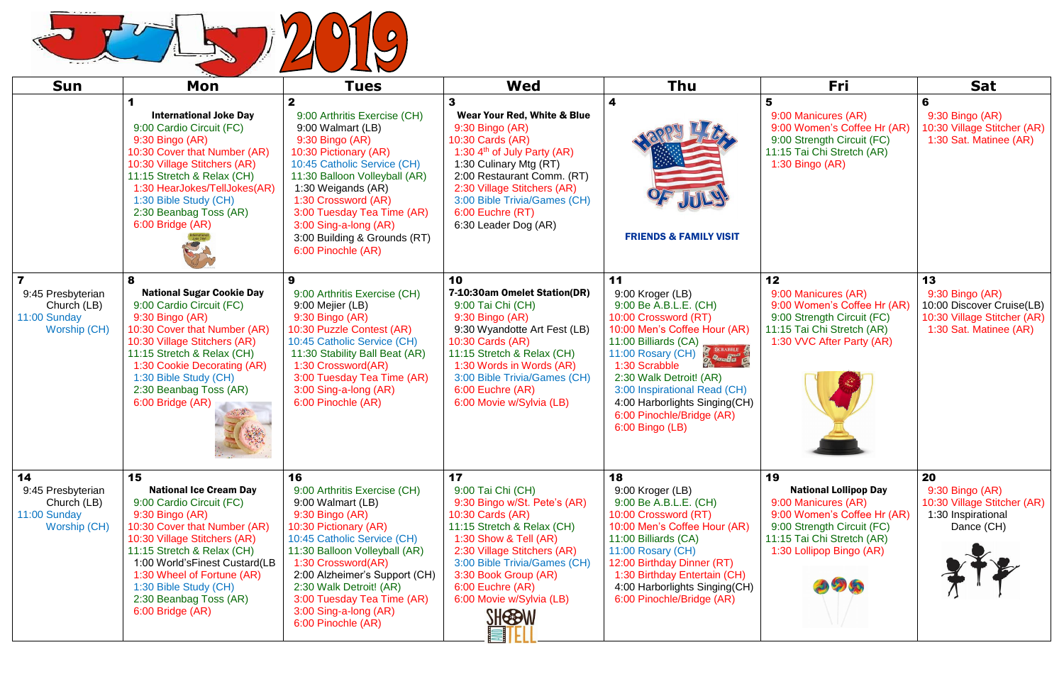# July 2019

| Sun | Mon | Tues | Wed | Thu | Fri | Sat |
|---|---|---|---|---|---|---|
| | **1**<br>**International Joke Day**<br>9:00 Cardio Circuit (FC)<br>9:30 Bingo (AR)<br>10:30 Cover that Number (AR)<br>10:30 Village Stitchers (AR)<br>11:15 Stretch & Relax (CH)<br>1:30 HearJokes/TellJokes(AR)<br>1:30 Bible Study (CH)<br>2:30 Beanbag Toss (AR)<br>6:00 Bridge (AR) | **2**<br>9:00 Arthritis Exercise (CH)<br>9:00 Walmart (LB)<br>9:30 Bingo (AR)<br>10:30 Pictionary (AR)<br>10:45 Catholic Service (CH)<br>11:30 Balloon Volleyball (AR)<br>1:30 Weigands (AR)<br>1:30 Crossword (AR)<br>3:00 Tuesday Tea Time (AR)<br>3:00 Sing-a-long (AR)<br>3:00 Building & Grounds (RT)<br>6:00 Pinochle (AR) | **3**<br>**Wear Your Red, White & Blue**<br>9:30 Bingo (AR)<br>10:30 Cards (AR)<br>1:30 4th of July Party (AR)<br>1:30 Culinary Mtg (RT)<br>2:00 Restaurant Comm. (RT)<br>2:30 Village Stitchers (AR)<br>3:00 Bible Trivia/Games (CH)<br>6:00 Euchre (RT)<br>6:30 Leader Dog (AR) | **4**<br>Happy 4th of July!<br>**FRIENDS & FAMILY VISIT** | **5**<br>9:00 Manicures (AR)<br>9:00 Women's Coffee Hr (AR)<br>9:00 Strength Circuit (FC)<br>11:15 Tai Chi Stretch (AR)<br>1:30 Bingo (AR) | **6**<br>9:30 Bingo (AR)<br>10:30 Village Stitcher (AR)<br>1:30 Sat. Matinee (AR) |
| **7**<br>9:45 Presbyterian Church (LB)<br>11:00 Sunday Worship (CH) | **8**<br>**National Sugar Cookie Day**<br>9:00 Cardio Circuit (FC)<br>9:30 Bingo (AR)<br>10:30 Cover that Number (AR)<br>10:30 Village Stitchers (AR)<br>11:15 Stretch & Relax (CH)<br>1:30 Cookie Decorating (AR)<br>1:30 Bible Study (CH)<br>2:30 Beanbag Toss (AR)<br>6:00 Bridge (AR) | **9**<br>9:00 Arthritis Exercise (CH)<br>9:00 Mejier (LB)<br>9:30 Bingo (AR)<br>10:30 Puzzle Contest (AR)<br>10:45 Catholic Service (CH)<br>11:30 Stability Ball Beat (AR)<br>1:30 Crossword(AR)<br>3:00 Tuesday Tea Time (AR)<br>3:00 Sing-a-long (AR)<br>6:00 Pinochle (AR) | **10**<br>**7-10:30am Omelet Station(DR)**<br>9:00 Tai Chi (CH)<br>9:30 Bingo (AR)<br>9:30 Wyandotte Art Fest (LB)<br>10:30 Cards (AR)<br>11:15 Stretch & Relax (CH)<br>1:30 Words in Words (AR)<br>3:00 Bible Trivia/Games (CH)<br>6:00 Euchre (AR)<br>6:00 Movie w/Sylvia (LB) | **11**<br>9:00 Kroger (LB)<br>9:00 Be A.B.L.E. (CH)<br>10:00 Crossword (RT)<br>10:00 Men's Coffee Hour (AR)<br>11:00 Billiards (CA)<br>11:00 Rosary (CH)<br>1:30 Scrabble<br>2:30 Walk Detroit! (AR)<br>3:00 Inspirational Read (CH)<br>4:00 Harborlights Singing(CH)<br>6:00 Pinochle/Bridge (AR)<br>6:00 Bingo (LB) | **12**<br>9:00 Manicures (AR)<br>9:00 Women's Coffee Hr (AR)<br>9:00 Strength Circuit (FC)<br>11:15 Tai Chi Stretch (AR)<br>1:30 VVC After Party (AR) | **13**<br>9:30 Bingo (AR)<br>10:00 Discover Cruise(LB)<br>10:30 Village Stitcher (AR)<br>1:30 Sat. Matinee (AR) |
| **14**<br>9:45 Presbyterian Church (LB)<br>11:00 Sunday Worship (CH) | **15**<br>**National Ice Cream Day**<br>9:00 Cardio Circuit (FC)<br>9:30 Bingo (AR)<br>10:30 Cover that Number (AR)<br>10:30 Village Stitchers (AR)<br>11:15 Stretch & Relax (CH)<br>1:00 World'sFinest Custard(LB<br>1:30 Wheel of Fortune (AR)<br>1:30 Bible Study (CH)<br>2:30 Beanbag Toss (AR)<br>6:00 Bridge (AR) | **16**<br>9:00 Arthritis Exercise (CH)<br>9:00 Walmart (LB)<br>9:30 Bingo (AR)<br>10:30 Pictionary (AR)<br>10:45 Catholic Service (CH)<br>11:30 Balloon Volleyball (AR)<br>1:30 Crossword(AR)<br>2:00 Alzheimer's Support (CH)<br>2:30 Walk Detroit! (AR)<br>3:00 Tuesday Tea Time (AR)<br>3:00 Sing-a-long (AR)<br>6:00 Pinochle (AR) | **17**<br>9:00 Tai Chi (CH)<br>9:30 Bingo w/St. Pete's (AR)<br>10:30 Cards (AR)<br>11:15 Stretch & Relax (CH)<br>1:30 Show & Tell (AR)<br>2:30 Village Stitchers (AR)<br>3:00 Bible Trivia/Games (CH)<br>3:30 Book Group (AR)<br>6:00 Euchre (AR)<br>6:00 Movie w/Sylvia (LB) | **18**<br>9:00 Kroger (LB)<br>9:00 Be A.B.L.E. (CH)<br>10:00 Crossword (RT)<br>10:00 Men's Coffee Hour (AR)<br>11:00 Billiards (CA)<br>11:00 Rosary (CH)<br>12:00 Birthday Dinner (RT)<br>1:30 Birthday Entertain (CH)<br>4:00 Harborlights Singing(CH)<br>6:00 Pinochle/Bridge (AR) | **19**<br>**National Lollipop Day**<br>9:00 Manicures (AR)<br>9:00 Women's Coffee Hr (AR)<br>9:00 Strength Circuit (FC)<br>11:15 Tai Chi Stretch (AR)<br>1:30 Lollipop Bingo (AR) | **20**<br>9:30 Bingo (AR)<br>10:30 Village Stitcher (AR)<br>1:30 Inspirational Dance (CH) |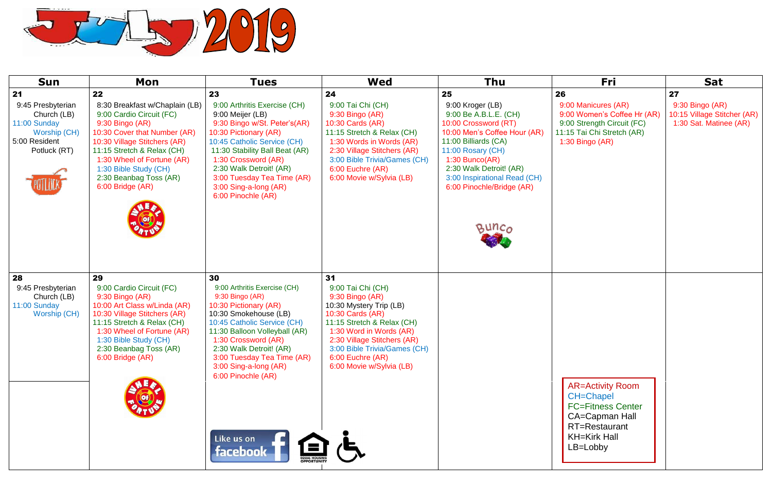# July 2019

| Sun | Mon | Tues | Wed | Thu | Fri | Sat |
|---|---|---|---|---|---|---|
| **21**<br>9:45 Presbyterian Church (LB)<br>11:00 Sunday Worship (CH)<br>5:00 Resident Potluck (RT) | **22**<br>8:30 Breakfast w/Chaplain (LB)<br>9:00 Cardio Circuit (FC)<br>9:30 Bingo (AR)<br>10:30 Cover that Number (AR)<br>10:30 Village Stitchers (AR)<br>11:15 Stretch & Relax (CH)<br>1:30 Wheel of Fortune (AR)<br>1:30 Bible Study (CH)<br>2:30 Beanbag Toss (AR)<br>6:00 Bridge (AR) | **23**<br>9:00 Arthritis Exercise (CH)<br>9:00 Meijer (LB)<br>9:30 Bingo w/St. Peter's(AR)<br>10:30 Pictionary (AR)<br>10:45 Catholic Service (CH)<br>11:30 Stability Ball Beat (AR)<br>1:30 Crossword (AR)<br>2:30 Walk Detroit! (AR)<br>3:00 Tuesday Tea Time (AR)<br>3:00 Sing-a-long (AR)<br>6:00 Pinochle (AR) | **24**<br>9:00 Tai Chi (CH)<br>9:30 Bingo (AR)<br>10:30 Cards (AR)<br>11:15 Stretch & Relax (CH)<br>1:30 Words in Words (AR)<br>2:30 Village Stitchers (AR)<br>3:00 Bible Trivia/Games (CH)<br>6:00 Euchre (AR)<br>6:00 Movie w/Sylvia (LB) | **25**<br>9:00 Kroger (LB)<br>9:00 Be A.B.L.E. (CH)<br>10:00 Crossword (RT)<br>10:00 Men's Coffee Hour (AR)<br>11:00 Billiards (CA)<br>11:00 Rosary (CH)<br>1:30 Bunco(AR)<br>2:30 Walk Detroit! (AR)<br>3:00 Inspirational Read (CH)<br>6:00 Pinochle/Bridge (AR) | **26**<br>9:00 Manicures (AR)<br>9:00 Women's Coffee Hr (AR)<br>9:00 Strength Circuit (FC)<br>11:15 Tai Chi Stretch (AR)<br>1:30 Bingo (AR) | **27**<br>9:30 Bingo (AR)<br>10:15 Village Stitcher (AR)<br>1:30 Sat. Matinee (AR) |
| **28**<br>9:45 Presbyterian Church (LB)<br>11:00 Sunday Worship (CH) | **29**<br>9:00 Cardio Circuit (FC)<br>9:30 Bingo (AR)<br>10:00 Art Class w/Linda (AR)<br>10:30 Village Stitchers (AR)<br>11:15 Stretch & Relax (CH)<br>1:30 Wheel of Fortune (AR)<br>1:30 Bible Study (CH)<br>2:30 Beanbag Toss (AR)<br>6:00 Bridge (AR) | **30**<br>9:00 Arthritis Exercise (CH)<br>9:30 Bingo (AR)<br>10:30 Pictionary (AR)<br>10:30 Smokehouse (LB)<br>10:45 Catholic Service (CH)<br>11:30 Balloon Volleyball (AR)<br>1:30 Crossword (AR)<br>2:30 Walk Detroit! (AR)<br>3:00 Tuesday Tea Time (AR)<br>3:00 Sing-a-long (AR)<br>6:00 Pinochle (AR) | **31**<br>9:00 Tai Chi (CH)<br>9:30 Bingo (AR)<br>10:30 Mystery Trip (LB)<br>10:30 Cards (AR)<br>11:15 Stretch & Relax (CH)<br>1:30 Word in Words (AR)<br>2:30 Village Stitchers (AR)<br>3:00 Bible Trivia/Games (CH)<br>6:00 Euchre (AR)<br>6:00 Movie w/Sylvia (LB) | | | |

AR=Activity Room
CH=Chapel
FC=Fitness Center
CA=Capman Hall
RT=Restaurant
KH=Kirk Hall
LB=Lobby

Like us on facebook